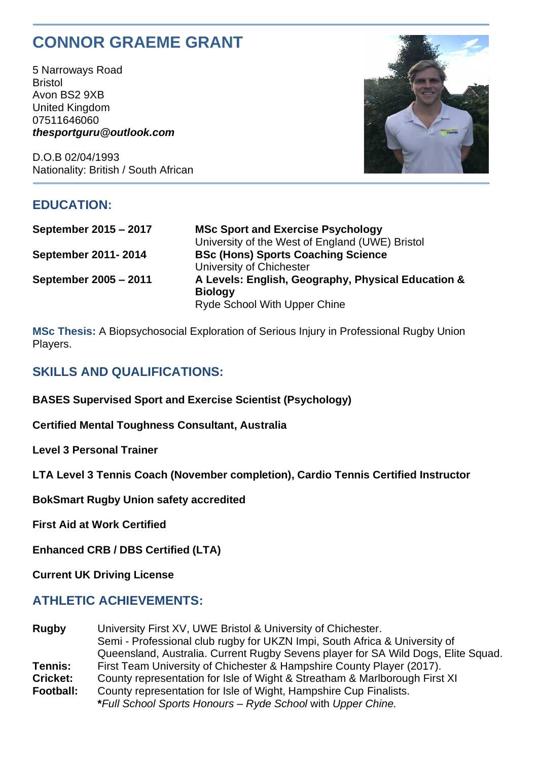# CONNOR GRAEME GRANT

5 Narroways Road
Bristol
Avon BS2 9XB
United Kingdom
07511646060
***thesportguru@outlook.com***

D.O.B 02/04/1993
Nationality: British / South African

## EDUCATION:

| | |
|---|---|
| **September 2015 – 2017** | **MSc Sport and Exercise Psychology**<br>University of the West of England (UWE) Bristol |
| **September 2011- 2014** | **BSc (Hons) Sports Coaching Science**<br>University of Chichester |
| **September 2005 – 2011** | **A Levels: English, Geography, Physical Education & Biology**<br>Ryde School With Upper Chine |

**MSc Thesis:** A Biopsychosocial Exploration of Serious Injury in Professional Rugby Union Players.

## SKILLS AND QUALIFICATIONS:

**BASES Supervised Sport and Exercise Scientist (Psychology)**

**Certified Mental Toughness Consultant, Australia**

**Level 3 Personal Trainer**

**LTA Level 3 Tennis Coach (November completion), Cardio Tennis Certified Instructor**

**BokSmart Rugby Union safety accredited**

**First Aid at Work Certified**

**Enhanced CRB / DBS Certified (LTA)**

**Current UK Driving License**

## ATHLETIC ACHIEVEMENTS:

| | |
|---|---|
| **Rugby** | University First XV, UWE Bristol & University of Chichester.<br>Semi - Professional club rugby for UKZN Impi, South Africa & University of Queensland, Australia. Current Rugby Sevens player for SA Wild Dogs, Elite Squad. |
| **Tennis:** | First Team University of Chichester & Hampshire County Player (2017). |
| **Cricket:** | County representation for Isle of Wight & Streatham & Marlborough First XI |
| **Football:** | County representation for Isle of Wight, Hampshire Cup Finalists.<br>**\***_Full School Sports Honours – Ryde School_ with _Upper Chine._ |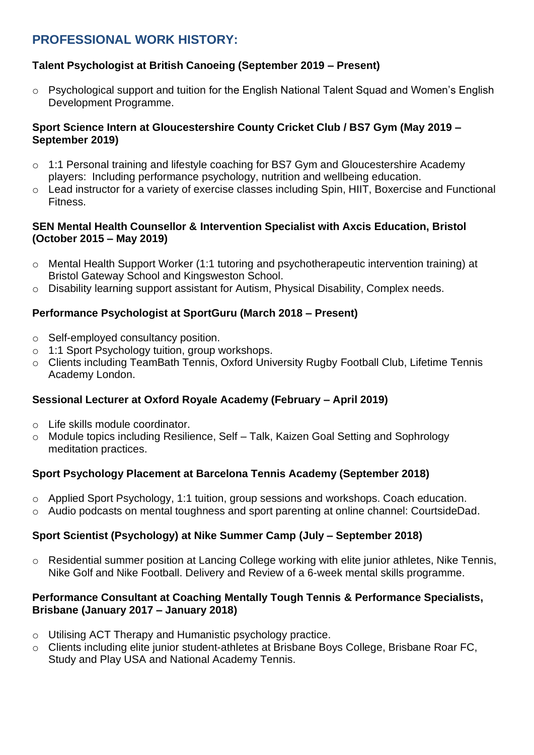## PROFESSIONAL WORK HISTORY:

**Talent Psychologist at British Canoeing (September 2019 – Present)**

- Psychological support and tuition for the English National Talent Squad and Women's English Development Programme.

**Sport Science Intern at Gloucestershire County Cricket Club / BS7 Gym (May 2019 – September 2019)**

- 1:1 Personal training and lifestyle coaching for BS7 Gym and Gloucestershire Academy players: Including performance psychology, nutrition and wellbeing education.
- Lead instructor for a variety of exercise classes including Spin, HIIT, Boxercise and Functional Fitness.

**SEN Mental Health Counsellor & Intervention Specialist with Axcis Education, Bristol (October 2015 – May 2019)**

- Mental Health Support Worker (1:1 tutoring and psychotherapeutic intervention training) at Bristol Gateway School and Kingsweston School.
- Disability learning support assistant for Autism, Physical Disability, Complex needs.

**Performance Psychologist at SportGuru (March 2018 – Present)**

- Self-employed consultancy position.
- 1:1 Sport Psychology tuition, group workshops.
- Clients including TeamBath Tennis, Oxford University Rugby Football Club, Lifetime Tennis Academy London.

**Sessional Lecturer at Oxford Royale Academy (February – April 2019)**

- Life skills module coordinator.
- Module topics including Resilience, Self – Talk, Kaizen Goal Setting and Sophrology meditation practices.

**Sport Psychology Placement at Barcelona Tennis Academy (September 2018)**

- Applied Sport Psychology, 1:1 tuition, group sessions and workshops. Coach education.
- Audio podcasts on mental toughness and sport parenting at online channel: CourtsideDad.

**Sport Scientist (Psychology) at Nike Summer Camp (July – September 2018)**

- Residential summer position at Lancing College working with elite junior athletes, Nike Tennis, Nike Golf and Nike Football. Delivery and Review of a 6-week mental skills programme.

**Performance Consultant at Coaching Mentally Tough Tennis & Performance Specialists, Brisbane (January 2017 – January 2018)**

- Utilising ACT Therapy and Humanistic psychology practice.
- Clients including elite junior student-athletes at Brisbane Boys College, Brisbane Roar FC, Study and Play USA and National Academy Tennis.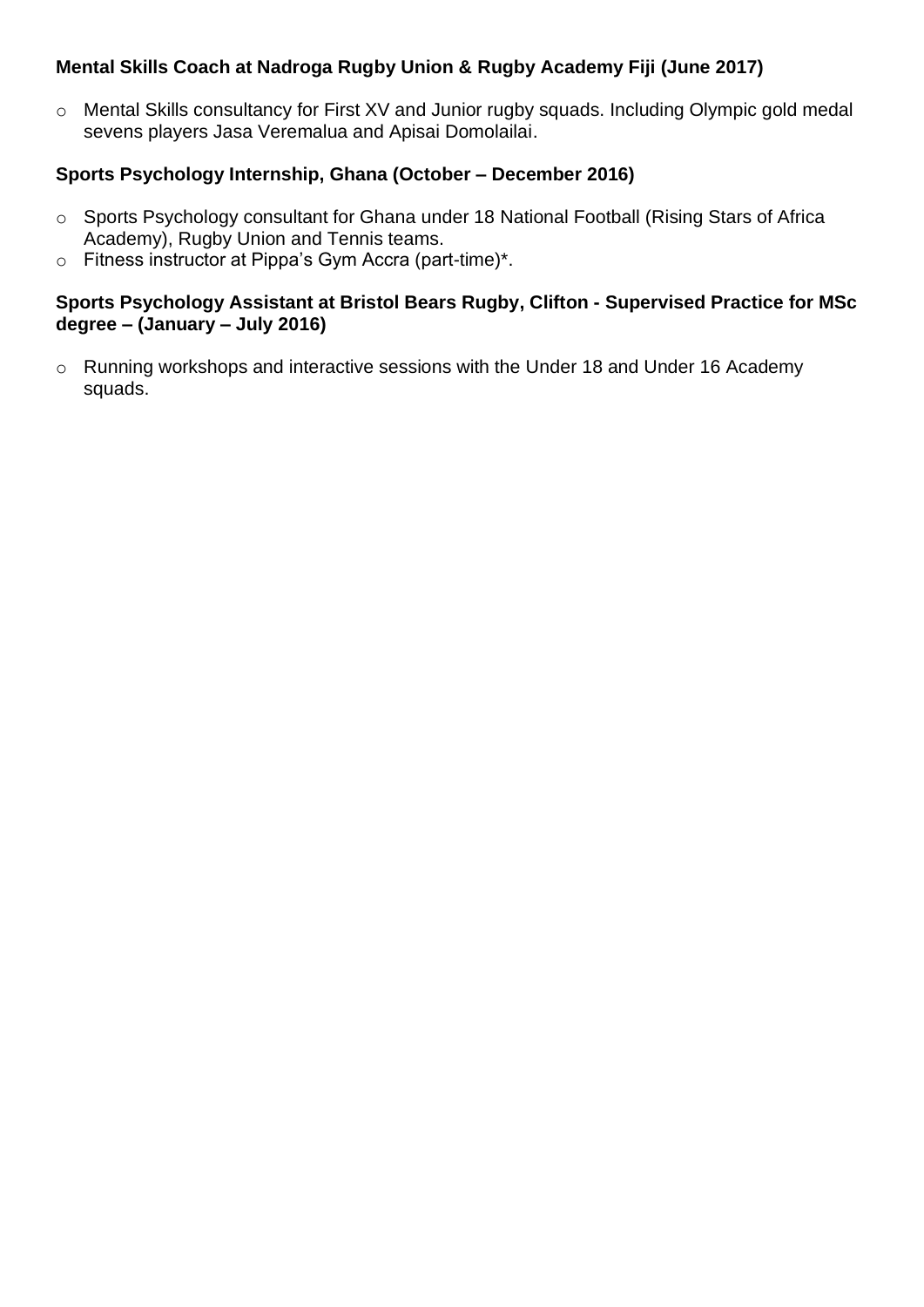**Mental Skills Coach at Nadroga Rugby Union & Rugby Academy Fiji (June 2017)**

- Mental Skills consultancy for First XV and Junior rugby squads. Including Olympic gold medal sevens players Jasa Veremalua and Apisai Domolailai.

**Sports Psychology Internship, Ghana (October – December 2016)**

- Sports Psychology consultant for Ghana under 18 National Football (Rising Stars of Africa Academy), Rugby Union and Tennis teams.
- Fitness instructor at Pippa's Gym Accra (part-time)*.

**Sports Psychology Assistant at Bristol Bears Rugby, Clifton - Supervised Practice for MSc degree – (January – July 2016)**

- Running workshops and interactive sessions with the Under 18 and Under 16 Academy squads.